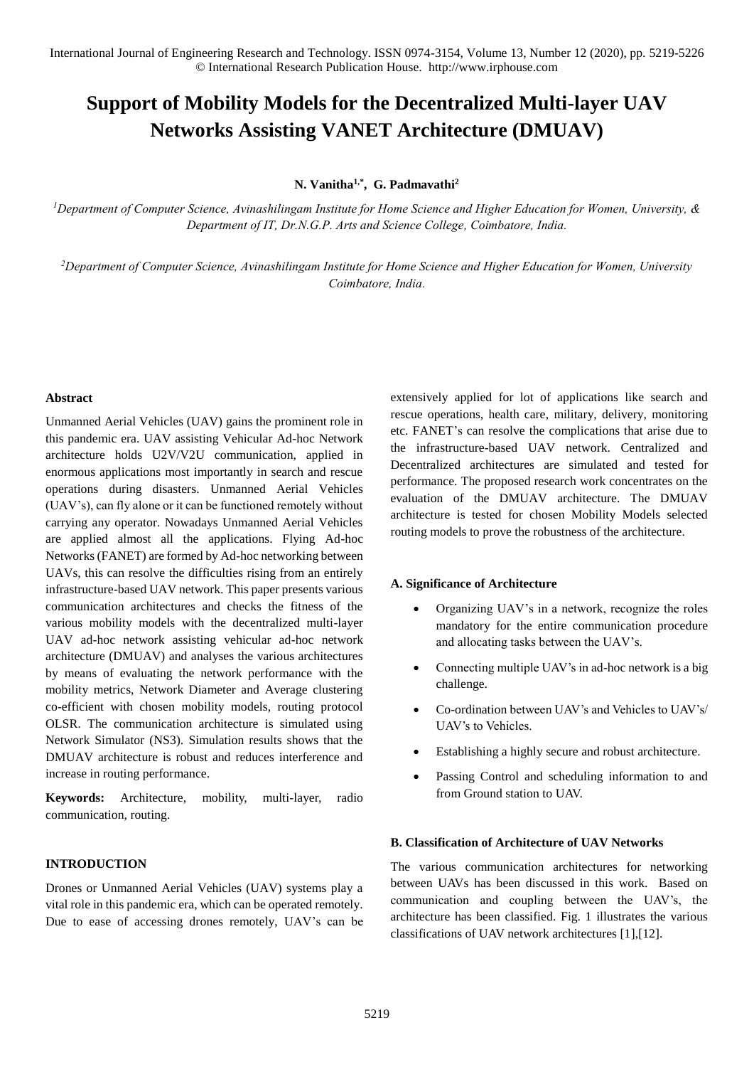# Support of Mobility Models for the Decentralized Multi-layer UAV Networks Assisting VANET Architecture (DMUAV)

**N. Vanitha[1,*], G. Padmavathi[2]**

[1]*Department of Computer Science, Avinashilingam Institute for Home Science and Higher Education for Women, University, & Department of IT, Dr.N.G.P. Arts and Science College, Coimbatore, India.*

[2]*Department of Computer Science, Avinashilingam Institute for Home Science and Higher Education for Women, University Coimbatore, India.*

### Abstract

Unmanned Aerial Vehicles (UAV) gains the prominent role in this pandemic era. UAV assisting Vehicular Ad-hoc Network architecture holds U2V/V2U communication, applied in enormous applications most importantly in search and rescue operations during disasters. Unmanned Aerial Vehicles (UAV's), can fly alone or it can be functioned remotely without carrying any operator. Nowadays Unmanned Aerial Vehicles are applied almost all the applications. Flying Ad-hoc Networks (FANET) are formed by Ad-hoc networking between UAVs, this can resolve the difficulties rising from an entirely infrastructure-based UAV network. This paper presents various communication architectures and checks the fitness of the various mobility models with the decentralized multi-layer UAV ad-hoc network assisting vehicular ad-hoc network architecture (DMUAV) and analyses the various architectures by means of evaluating the network performance with the mobility metrics, Network Diameter and Average clustering co-efficient with chosen mobility models, routing protocol OLSR. The communication architecture is simulated using Network Simulator (NS3). Simulation results shows that the DMUAV architecture is robust and reduces interference and increase in routing performance.

**Keywords:** Architecture, mobility, multi-layer, radio communication, routing.

### INTRODUCTION

Drones or Unmanned Aerial Vehicles (UAV) systems play a vital role in this pandemic era, which can be operated remotely. Due to ease of accessing drones remotely, UAV's can be extensively applied for lot of applications like search and rescue operations, health care, military, delivery, monitoring etc. FANET's can resolve the complications that arise due to the infrastructure-based UAV network. Centralized and Decentralized architectures are simulated and tested for performance. The proposed research work concentrates on the evaluation of the DMUAV architecture. The DMUAV architecture is tested for chosen Mobility Models selected routing models to prove the robustness of the architecture.

#### A. Significance of Architecture

- Organizing UAV's in a network, recognize the roles mandatory for the entire communication procedure and allocating tasks between the UAV's.
- Connecting multiple UAV's in ad-hoc network is a big challenge.
- Co-ordination between UAV's and Vehicles to UAV's/ UAV's to Vehicles.
- Establishing a highly secure and robust architecture.
- Passing Control and scheduling information to and from Ground station to UAV.

#### B. Classification of Architecture of UAV Networks

The various communication architectures for networking between UAVs has been discussed in this work. Based on communication and coupling between the UAV's, the architecture has been classified. Fig. 1 illustrates the various classifications of UAV network architectures [1],[12].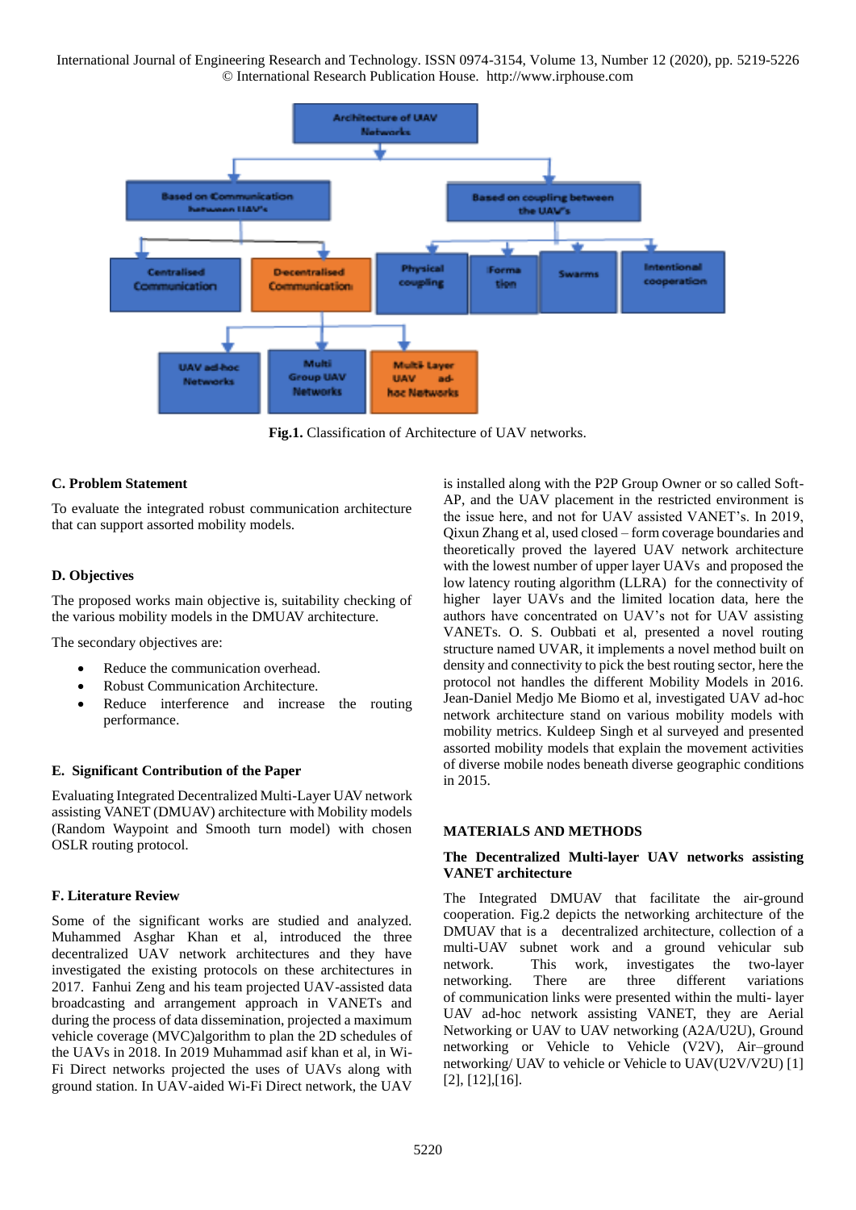Fig.1. Classification of Architecture of UAV networks.

### C. Problem Statement

To evaluate the integrated robust communication architecture that can support assorted mobility models.

### D. Objectives

The proposed works main objective is, suitability checking of the various mobility models in the DMUAV architecture.

The secondary objectives are:

- Reduce the communication overhead.
- Robust Communication Architecture.
- Reduce interference and increase the routing performance.

### E. Significant Contribution of the Paper

Evaluating Integrated Decentralized Multi-Layer UAV network assisting VANET (DMUAV) architecture with Mobility models (Random Waypoint and Smooth turn model) with chosen OSLR routing protocol.

### F. Literature Review

Some of the significant works are studied and analyzed. Muhammed Asghar Khan et al, introduced the three decentralized UAV network architectures and they have investigated the existing protocols on these architectures in 2017. Fanhui Zeng and his team projected UAV-assisted data broadcasting and arrangement approach in VANETs and during the process of data dissemination, projected a maximum vehicle coverage (MVC)algorithm to plan the 2D schedules of the UAVs in 2018. In 2019 Muhammad asif khan et al, in Wi-Fi Direct networks projected the uses of UAVs along with ground station. In UAV-aided Wi-Fi Direct network, the UAV is installed along with the P2P Group Owner or so called Soft-AP, and the UAV placement in the restricted environment is the issue here, and not for UAV assisted VANET's. In 2019, Qixun Zhang et al, used closed – form coverage boundaries and theoretically proved the layered UAV network architecture with the lowest number of upper layer UAVs and proposed the low latency routing algorithm (LLRA) for the connectivity of higher layer UAVs and the limited location data, here the authors have concentrated on UAV's not for UAV assisting VANETs. O. S. Oubbati et al, presented a novel routing structure named UVAR, it implements a novel method built on density and connectivity to pick the best routing sector, here the protocol not handles the different Mobility Models in 2016. Jean-Daniel Medjo Me Biomo et al, investigated UAV ad-hoc network architecture stand on various mobility models with mobility metrics. Kuldeep Singh et al surveyed and presented assorted mobility models that explain the movement activities of diverse mobile nodes beneath diverse geographic conditions in 2015.

## MATERIALS AND METHODS

### The Decentralized Multi-layer UAV networks assisting VANET architecture

The Integrated DMUAV that facilitate the air-ground cooperation. Fig.2 depicts the networking architecture of the DMUAV that is a decentralized architecture, collection of a multi-UAV subnet work and a ground vehicular sub network. This work, investigates the two-layer networking. There are three different variations of communication links were presented within the multi- layer UAV ad-hoc network assisting VANET, they are Aerial Networking or UAV to UAV networking (A2A/U2U), Ground networking or Vehicle to Vehicle (V2V), Air–ground networking/ UAV to vehicle or Vehicle to UAV(U2V/V2U) [1] [2], [12],[16].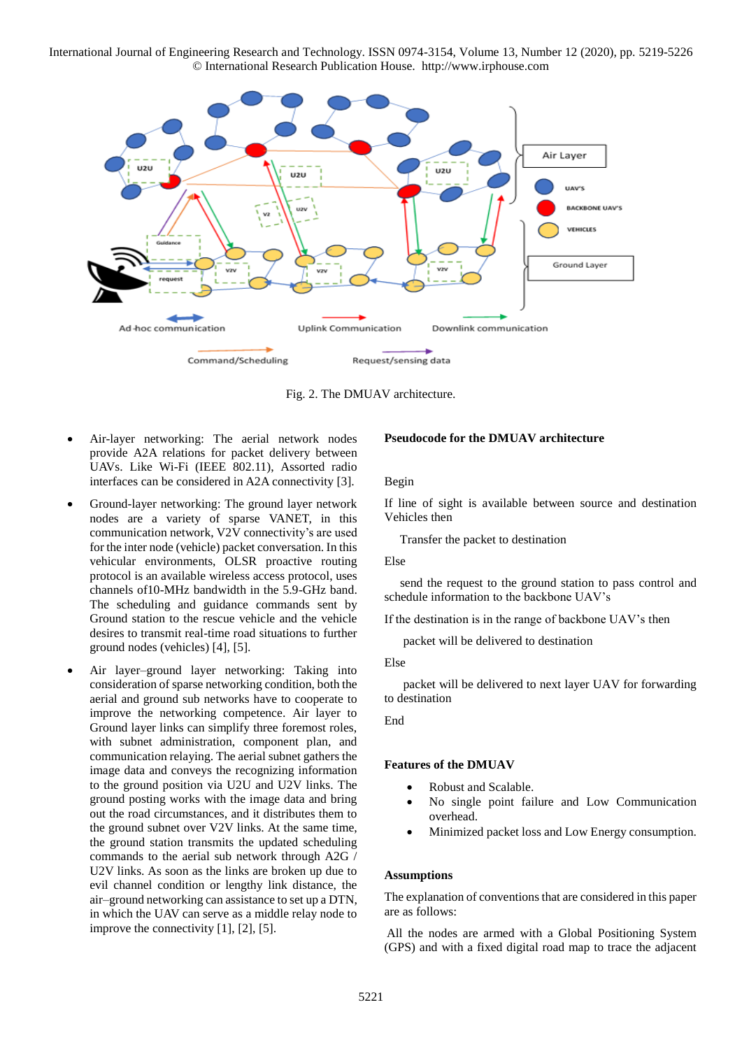Fig. 2. The DMUAV architecture.

- Air-layer networking: The aerial network nodes provide A2A relations for packet delivery between UAVs. Like Wi-Fi (IEEE 802.11), Assorted radio interfaces can be considered in A2A connectivity [3].
- Ground-layer networking: The ground layer network nodes are a variety of sparse VANET, in this communication network, V2V connectivity's are used for the inter node (vehicle) packet conversation. In this vehicular environments, OLSR proactive routing protocol is an available wireless access protocol, uses channels of10-MHz bandwidth in the 5.9-GHz band. The scheduling and guidance commands sent by Ground station to the rescue vehicle and the vehicle desires to transmit real-time road situations to further ground nodes (vehicles) [4], [5].
- Air layer–ground layer networking: Taking into consideration of sparse networking condition, both the aerial and ground sub networks have to cooperate to improve the networking competence. Air layer to Ground layer links can simplify three foremost roles, with subnet administration, component plan, and communication relaying. The aerial subnet gathers the image data and conveys the recognizing information to the ground position via U2U and U2V links. The ground posting works with the image data and bring out the road circumstances, and it distributes them to the ground subnet over V2V links. At the same time, the ground station transmits the updated scheduling commands to the aerial sub network through A2G / U2V links. As soon as the links are broken up due to evil channel condition or lengthy link distance, the air–ground networking can assistance to set up a DTN, in which the UAV can serve as a middle relay node to improve the connectivity [1], [2], [5].

**Pseudocode for the DMUAV architecture**

Begin

If line of sight is available between source and destination Vehicles then

Transfer the packet to destination

Else

send the request to the ground station to pass control and schedule information to the backbone UAV's

If the destination is in the range of backbone UAV's then

packet will be delivered to destination

Else

packet will be delivered to next layer UAV for forwarding to destination

End

**Features of the DMUAV**

- Robust and Scalable.
- No single point failure and Low Communication overhead.
- Minimized packet loss and Low Energy consumption.

**Assumptions**

The explanation of conventions that are considered in this paper are as follows:

All the nodes are armed with a Global Positioning System (GPS) and with a fixed digital road map to trace the adjacent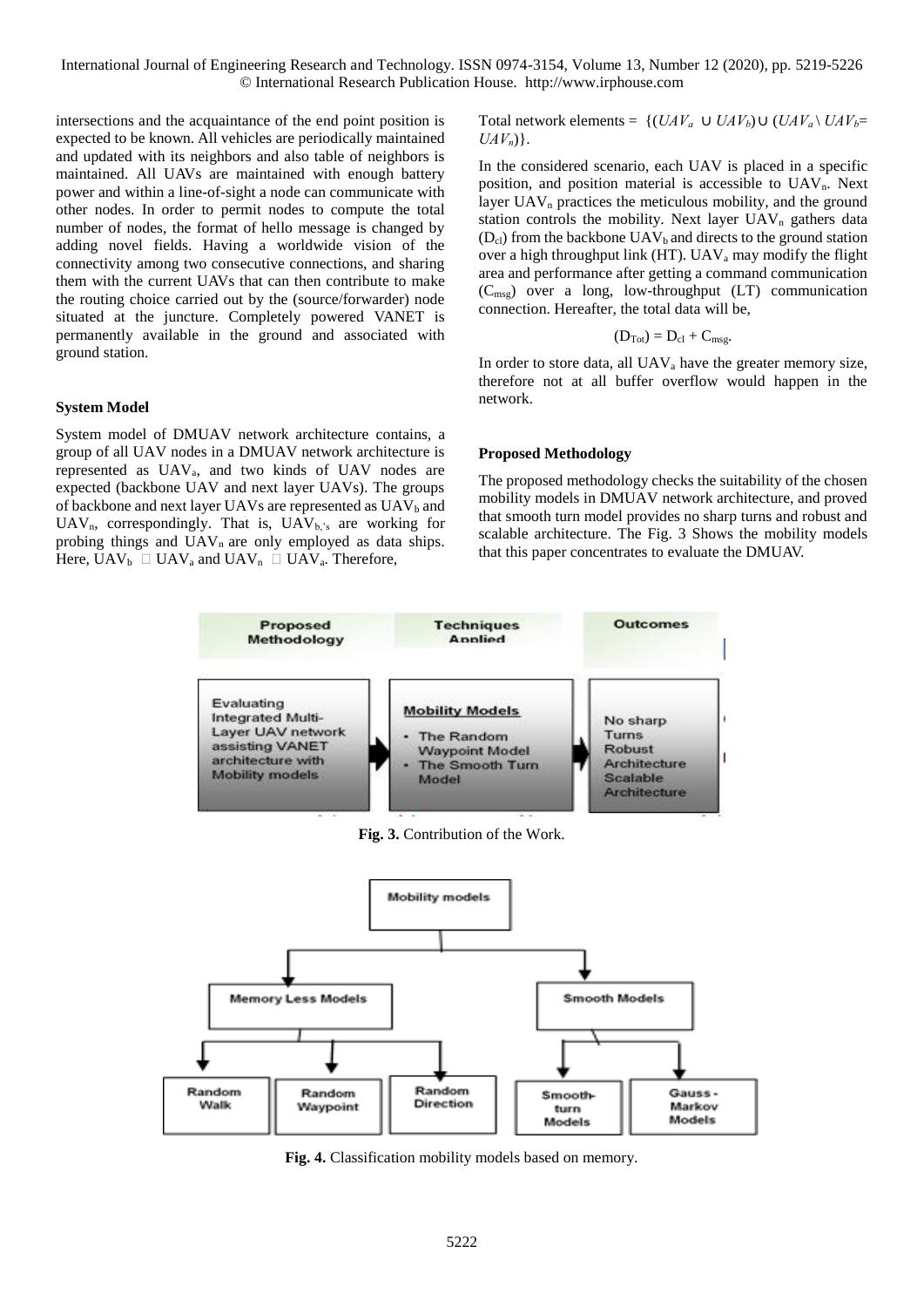intersections and the acquaintance of the end point position is expected to be known. All vehicles are periodically maintained and updated with its neighbors and also table of neighbors is maintained. All UAVs are maintained with enough battery power and within a line-of-sight a node can communicate with other nodes. In order to permit nodes to compute the total number of nodes, the format of hello message is changed by adding novel fields. Having a worldwide vision of the connectivity among two consecutive connections, and sharing them with the current UAVs that can then contribute to make the routing choice carried out by the (source/forwarder) node situated at the juncture. Completely powered VANET is permanently available in the ground and associated with ground station.

### System Model

System model of DMUAV network architecture contains, a group of all UAV nodes in a DMUAV network architecture is represented as $UAV_a$, and two kinds of UAV nodes are expected (backbone UAV and next layer UAVs). The groups of backbone and next layer UAVs are represented as $UAV_b$ and $UAV_n$, correspondingly. That is, $UAV_{b,'s}$ are working for probing things and $UAV_n$ are only employed as data ships. Here, $UAV_b$ □ $UAV_a$ and $UAV_n$ □ $UAV_a$. Therefore,

Total network elements = $\{(UAV_a \cup UAV_b) \cup (UAV_a \setminus UAV_b = UAV_n)\}$.

In the considered scenario, each UAV is placed in a specific position, and position material is accessible to $UAV_n$. Next layer $UAV_n$ practices the meticulous mobility, and the ground station controls the mobility. Next layer $UAV_n$ gathers data ($D_{cl}$) from the backbone $UAV_b$ and directs to the ground station over a high throughput link (HT). $UAV_a$ may modify the flight area and performance after getting a command communication ($C_{msg}$) over a long, low-throughput (LT) communication connection. Hereafter, the total data will be,

$$(D_{Tot}) = D_{cl} + C_{msg}.$$

In order to store data, all $UAV_a$ have the greater memory size, therefore not at all buffer overflow would happen in the network.

### Proposed Methodology

The proposed methodology checks the suitability of the chosen mobility models in DMUAV network architecture, and proved that smooth turn model provides no sharp turns and robust and scalable architecture. The Fig. 3 Shows the mobility models that this paper concentrates to evaluate the DMUAV.

| Proposed Methodology | Techniques Applied | Outcomes |
|---|---|---|
| Evaluating Integrated Multi-Layer UAV network assisting VANET architecture with Mobility models | **Mobility Models**<br>• The Random Waypoint Model<br>• The Smooth Turn Model | No sharp Turns<br>Robust Architecture<br>Scalable Architecture |

**Fig. 3.** Contribution of the Work.

- Mobility models
  - Memory Less Models
    - Random Walk
    - Random Waypoint
    - Random Direction
  - Smooth Models
    - Smooth-turn Models
    - Gauss-Markov Models

**Fig. 4.** Classification mobility models based on memory.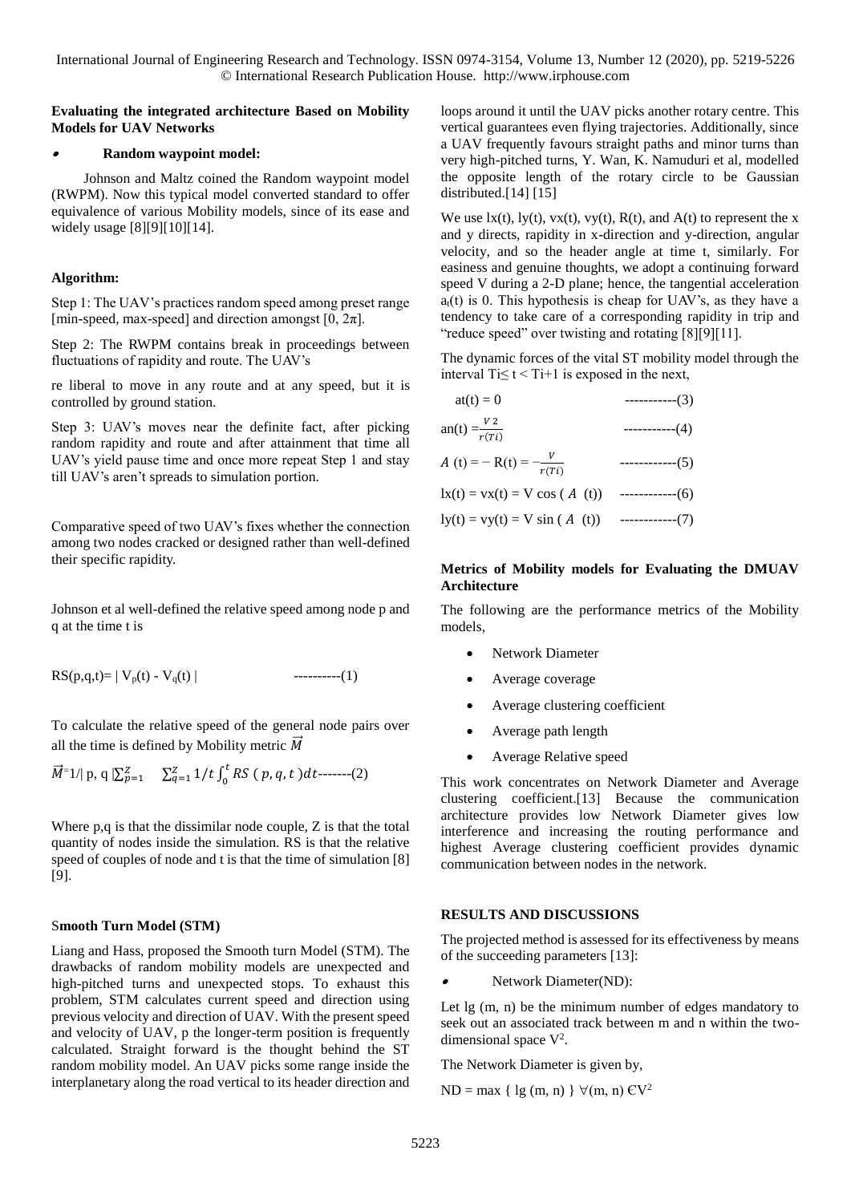**Evaluating the integrated architecture Based on Mobility Models for UAV Networks**

- **Random waypoint model:**

Johnson and Maltz coined the Random waypoint model (RWPM). Now this typical model converted standard to offer equivalence of various Mobility models, since of its ease and widely usage [8][9][10][14].

**Algorithm:**

Step 1: The UAV's practices random speed among preset range [min-speed, max-speed] and direction amongst $[0, 2\pi]$.

Step 2: The RWPM contains break in proceedings between fluctuations of rapidity and route. The UAV's

re liberal to move in any route and at any speed, but it is controlled by ground station.

Step 3: UAV's moves near the definite fact, after picking random rapidity and route and after attainment that time all UAV's yield pause time and once more repeat Step 1 and stay till UAV's aren't spreads to simulation portion.

Comparative speed of two UAV's fixes whether the connection among two nodes cracked or designed rather than well-defined their specific rapidity.

Johnson et al well-defined the relative speed among node p and q at the time t is

$$RS(p,q,t) = | V_p(t) - V_q(t) | \quad \text{----------(1)}$$

To calculate the relative speed of the general node pairs over all the time is defined by Mobility metric $\vec{M}$

$$\vec{M} = 1/| p, q | \sum_{p=1}^{Z} \sum_{q=1}^{Z} 1/t \int_0^t RS\ (p,q,t)\,dt \text{-------(2)}$$

Where p,q is that the dissimilar node couple, Z is that the total quantity of nodes inside the simulation. RS is that the relative speed of couples of node and t is that the time of simulation [8] [9].

**Smooth Turn Model (STM)**

Liang and Hass, proposed the Smooth turn Model (STM). The drawbacks of random mobility models are unexpected and high-pitched turns and unexpected stops. To exhaust this problem, STM calculates current speed and direction using previous velocity and direction of UAV. With the present speed and velocity of UAV, p the longer-term position is frequently calculated. Straight forward is the thought behind the ST random mobility model. An UAV picks some range inside the interplanetary along the road vertical to its header direction and loops around it until the UAV picks another rotary centre. This vertical guarantees even flying trajectories. Additionally, since a UAV frequently favours straight paths and minor turns than very high-pitched turns, Y. Wan, K. Namuduri et al, modelled the opposite length of the rotary circle to be Gaussian distributed.[14] [15]

We use lx(t), ly(t), vx(t), vy(t), R(t), and A(t) to represent the x and y directs, rapidity in x-direction and y-direction, angular velocity, and so the header angle at time t, similarly. For easiness and genuine thoughts, we adopt a continuing forward speed V during a 2-D plane; hence, the tangential acceleration $a_t(t)$ is 0. This hypothesis is cheap for UAV's, as they have a tendency to take care of a corresponding rapidity in trip and "reduce speed" over twisting and rotating [8][9][11].

The dynamic forces of the vital ST mobility model through the interval $Ti \leq t < Ti+1$ is exposed in the next,

$$at(t) = 0 \quad \text{-----------(3)}$$

$$an(t) = \frac{V^2}{r(Ti)} \quad \text{-----------(4)}$$

$$A\ (t) = -R(t) = -\frac{V}{r(Ti)} \quad \text{------------(5)}$$

$$lx(t) = vx(t) = V \cos (A\ (t)) \quad \text{------------(6)}$$

$$ly(t) = vy(t) = V \sin (A\ (t)) \quad \text{------------(7)}$$

**Metrics of Mobility models for Evaluating the DMUAV Architecture**

The following are the performance metrics of the Mobility models,

- Network Diameter
- Average coverage
- Average clustering coefficient
- Average path length
- Average Relative speed

This work concentrates on Network Diameter and Average clustering coefficient.[13] Because the communication architecture provides low Network Diameter gives low interference and increasing the routing performance and highest Average clustering coefficient provides dynamic communication between nodes in the network.

**RESULTS AND DISCUSSIONS**

The projected method is assessed for its effectiveness by means of the succeeding parameters [13]:

- Network Diameter(ND):

Let lg (m, n) be the minimum number of edges mandatory to seek out an associated track between m and n within the two-dimensional space $V^2$.

The Network Diameter is given by,

$$ND = \max \{ lg (m, n) \} \ \forall (m, n) \in V^2$$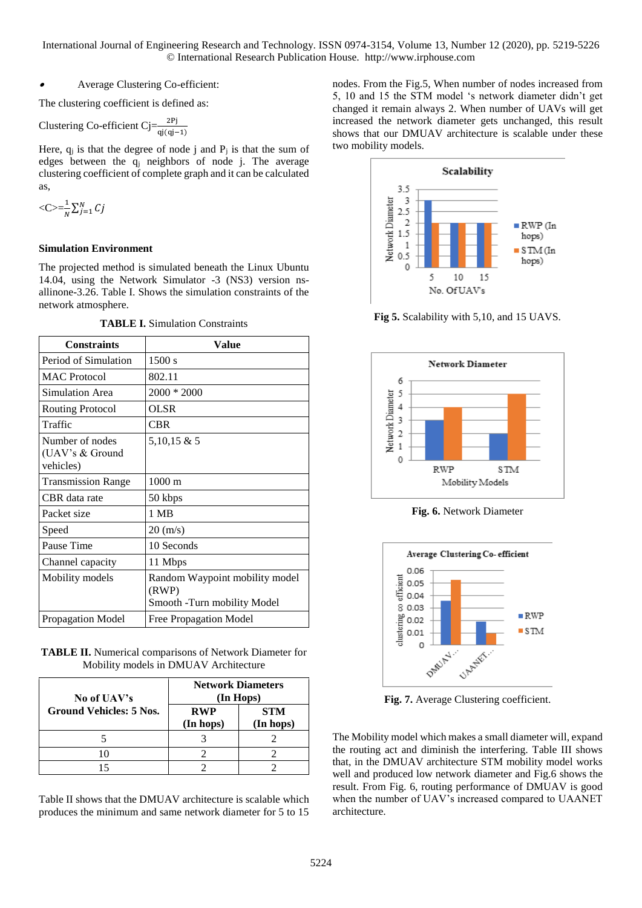- Average Clustering Co-efficient:

The clustering coefficient is defined as:

Clustering Co-efficient $C_j = \frac{2P_j}{q_j(q_j-1)}$

Here, $q_j$ is that the degree of node j and $P_j$ is that the sum of edges between the $q_j$ neighbors of node j. The average clustering coefficient of complete graph and it can be calculated as,

$$<C> = \frac{1}{N}\sum_{j=1}^{N} C_j$$

**Simulation Environment**

The projected method is simulated beneath the Linux Ubuntu 14.04, using the Network Simulator -3 (NS3) version ns-allinone-3.26. Table I. Shows the simulation constraints of the network atmosphere.

**TABLE I.** Simulation Constraints

| Constraints | Value |
|---|---|
| Period of Simulation | 1500 s |
| MAC Protocol | 802.11 |
| Simulation Area | 2000 * 2000 |
| Routing Protocol | OLSR |
| Traffic | CBR |
| Number of nodes (UAV's & Ground vehicles) | 5,10,15 & 5 |
| Transmission Range | 1000 m |
| CBR data rate | 50 kbps |
| Packet size | 1 MB |
| Speed | 20 (m/s) |
| Pause Time | 10 Seconds |
| Channel capacity | 11 Mbps |
| Mobility models | Random Waypoint mobility model (RWP) Smooth -Turn mobility Model |
| Propagation Model | Free Propagation Model |

**TABLE II.** Numerical comparisons of Network Diameter for Mobility models in DMUAV Architecture

| No of UAV's Ground Vehicles: 5 Nos. | Network Diameters (In Hops) | |
|---|---|---|
| | RWP (In hops) | STM (In hops) |
| 5 | 3 | 2 |
| 10 | 2 | 2 |
| 15 | 2 | 2 |

Table II shows that the DMUAV architecture is scalable which produces the minimum and same network diameter for 5 to 15 nodes. From the Fig.5, When number of nodes increased from 5, 10 and 15 the STM model 's network diameter didn't get changed it remain always 2. When number of UAVs will get increased the network diameter gets unchanged, this result shows that our DMUAV architecture is scalable under these two mobility models.

**Fig 5.** Scalability with 5,10, and 15 UAVS.

**Fig. 6.** Network Diameter

**Fig. 7.** Average Clustering coefficient.

The Mobility model which makes a small diameter will, expand the routing act and diminish the interfering. Table III shows that, in the DMUAV architecture STM mobility model works well and produced low network diameter and Fig.6 shows the result. From Fig. 6, routing performance of DMUAV is good when the number of UAV's increased compared to UAANET architecture.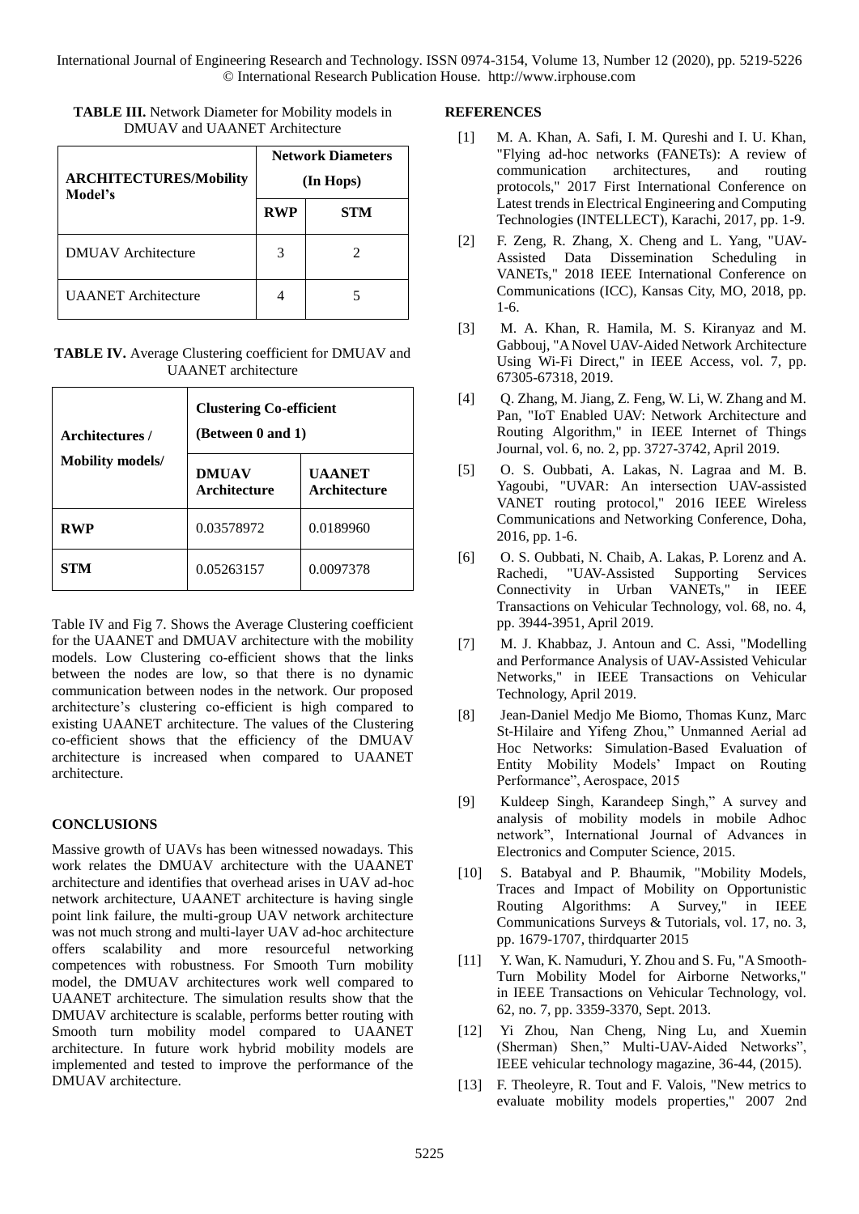**TABLE III.** Network Diameter for Mobility models in DMUAV and UAANET Architecture

| ARCHITECTURES/Mobility Model's | Network Diameters (In Hops) | |
|---|---|---|
| | RWP | STM |
| DMUAV Architecture | 3 | 2 |
| UAANET Architecture | 4 | 5 |

**TABLE IV.** Average Clustering coefficient for DMUAV and UAANET architecture

| Architectures / Mobility models/ | Clustering Co-efficient (Between 0 and 1) | |
|---|---|---|
| | DMUAV Architecture | UAANET Architecture |
| **RWP** | 0.03578972 | 0.0189960 |
| **STM** | 0.05263157 | 0.0097378 |

Table IV and Fig 7. Shows the Average Clustering coefficient for the UAANET and DMUAV architecture with the mobility models. Low Clustering co-efficient shows that the links between the nodes are low, so that there is no dynamic communication between nodes in the network. Our proposed architecture's clustering co-efficient is high compared to existing UAANET architecture. The values of the Clustering co-efficient shows that the efficiency of the DMUAV architecture is increased when compared to UAANET architecture.

## CONCLUSIONS

Massive growth of UAVs has been witnessed nowadays. This work relates the DMUAV architecture with the UAANET architecture and identifies that overhead arises in UAV ad-hoc network architecture, UAANET architecture is having single point link failure, the multi-group UAV network architecture was not much strong and multi-layer UAV ad-hoc architecture offers scalability and more resourceful networking competences with robustness. For Smooth Turn mobility model, the DMUAV architectures work well compared to UAANET architecture. The simulation results show that the DMUAV architecture is scalable, performs better routing with Smooth turn mobility model compared to UAANET architecture. In future work hybrid mobility models are implemented and tested to improve the performance of the DMUAV architecture.

## REFERENCES

[1] M. A. Khan, A. Safi, I. M. Qureshi and I. U. Khan, "Flying ad-hoc networks (FANETs): A review of communication architectures, and routing protocols," 2017 First International Conference on Latest trends in Electrical Engineering and Computing Technologies (INTELLECT), Karachi, 2017, pp. 1-9.

[2] F. Zeng, R. Zhang, X. Cheng and L. Yang, "UAV-Assisted Data Dissemination Scheduling in VANETs," 2018 IEEE International Conference on Communications (ICC), Kansas City, MO, 2018, pp. 1-6.

[3] M. A. Khan, R. Hamila, M. S. Kiranyaz and M. Gabbouj, "A Novel UAV-Aided Network Architecture Using Wi-Fi Direct," in IEEE Access, vol. 7, pp. 67305-67318, 2019.

[4] Q. Zhang, M. Jiang, Z. Feng, W. Li, W. Zhang and M. Pan, "IoT Enabled UAV: Network Architecture and Routing Algorithm," in IEEE Internet of Things Journal, vol. 6, no. 2, pp. 3727-3742, April 2019.

[5] O. S. Oubbati, A. Lakas, N. Lagraa and M. B. Yagoubi, "UVAR: An intersection UAV-assisted VANET routing protocol," 2016 IEEE Wireless Communications and Networking Conference, Doha, 2016, pp. 1-6.

[6] O. S. Oubbati, N. Chaib, A. Lakas, P. Lorenz and A. Rachedi, "UAV-Assisted Supporting Services Connectivity in Urban VANETs," in IEEE Transactions on Vehicular Technology, vol. 68, no. 4, pp. 3944-3951, April 2019.

[7] M. J. Khabbaz, J. Antoun and C. Assi, "Modelling and Performance Analysis of UAV-Assisted Vehicular Networks," in IEEE Transactions on Vehicular Technology, April 2019.

[8] Jean-Daniel Medjo Me Biomo, Thomas Kunz, Marc St-Hilaire and Yifeng Zhou," Unmanned Aerial ad Hoc Networks: Simulation-Based Evaluation of Entity Mobility Models' Impact on Routing Performance", Aerospace, 2015

[9] Kuldeep Singh, Karandeep Singh," A survey and analysis of mobility models in mobile Adhoc network", International Journal of Advances in Electronics and Computer Science, 2015.

[10] S. Batabyal and P. Bhaumik, "Mobility Models, Traces and Impact of Mobility on Opportunistic Routing Algorithms: A Survey," in IEEE Communications Surveys & Tutorials, vol. 17, no. 3, pp. 1679-1707, thirdquarter 2015

[11] Y. Wan, K. Namuduri, Y. Zhou and S. Fu, "A Smooth-Turn Mobility Model for Airborne Networks," in IEEE Transactions on Vehicular Technology, vol. 62, no. 7, pp. 3359-3370, Sept. 2013.

[12] Yi Zhou, Nan Cheng, Ning Lu, and Xuemin (Sherman) Shen," Multi-UAV-Aided Networks", IEEE vehicular technology magazine, 36-44, (2015).

[13] F. Theoleyre, R. Tout and F. Valois, "New metrics to evaluate mobility models properties," 2007 2nd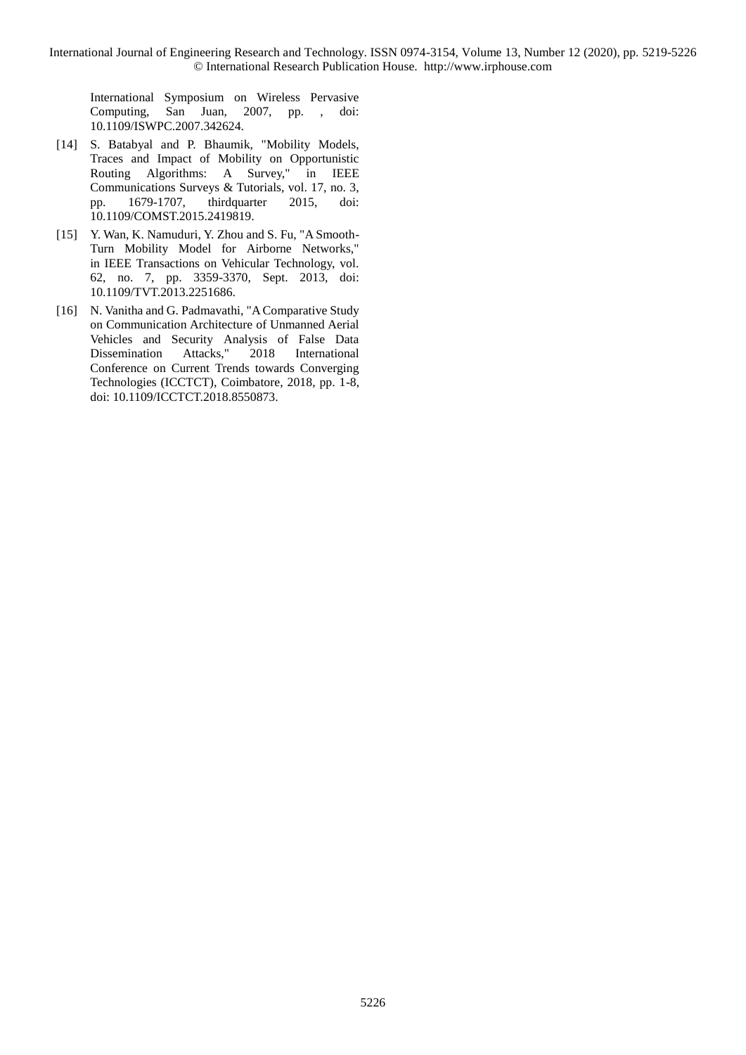International Symposium on Wireless Pervasive Computing, San Juan, 2007, pp. , doi: 10.1109/ISWPC.2007.342624.

[14] S. Batabyal and P. Bhaumik, "Mobility Models, Traces and Impact of Mobility on Opportunistic Routing Algorithms: A Survey," in IEEE Communications Surveys & Tutorials, vol. 17, no. 3, pp. 1679-1707, thirdquarter 2015, doi: 10.1109/COMST.2015.2419819.

[15] Y. Wan, K. Namuduri, Y. Zhou and S. Fu, "A Smooth-Turn Mobility Model for Airborne Networks," in IEEE Transactions on Vehicular Technology, vol. 62, no. 7, pp. 3359-3370, Sept. 2013, doi: 10.1109/TVT.2013.2251686.

[16] N. Vanitha and G. Padmavathi, "A Comparative Study on Communication Architecture of Unmanned Aerial Vehicles and Security Analysis of False Data Dissemination Attacks," 2018 International Conference on Current Trends towards Converging Technologies (ICCTCT), Coimbatore, 2018, pp. 1-8, doi: 10.1109/ICCTCT.2018.8550873.